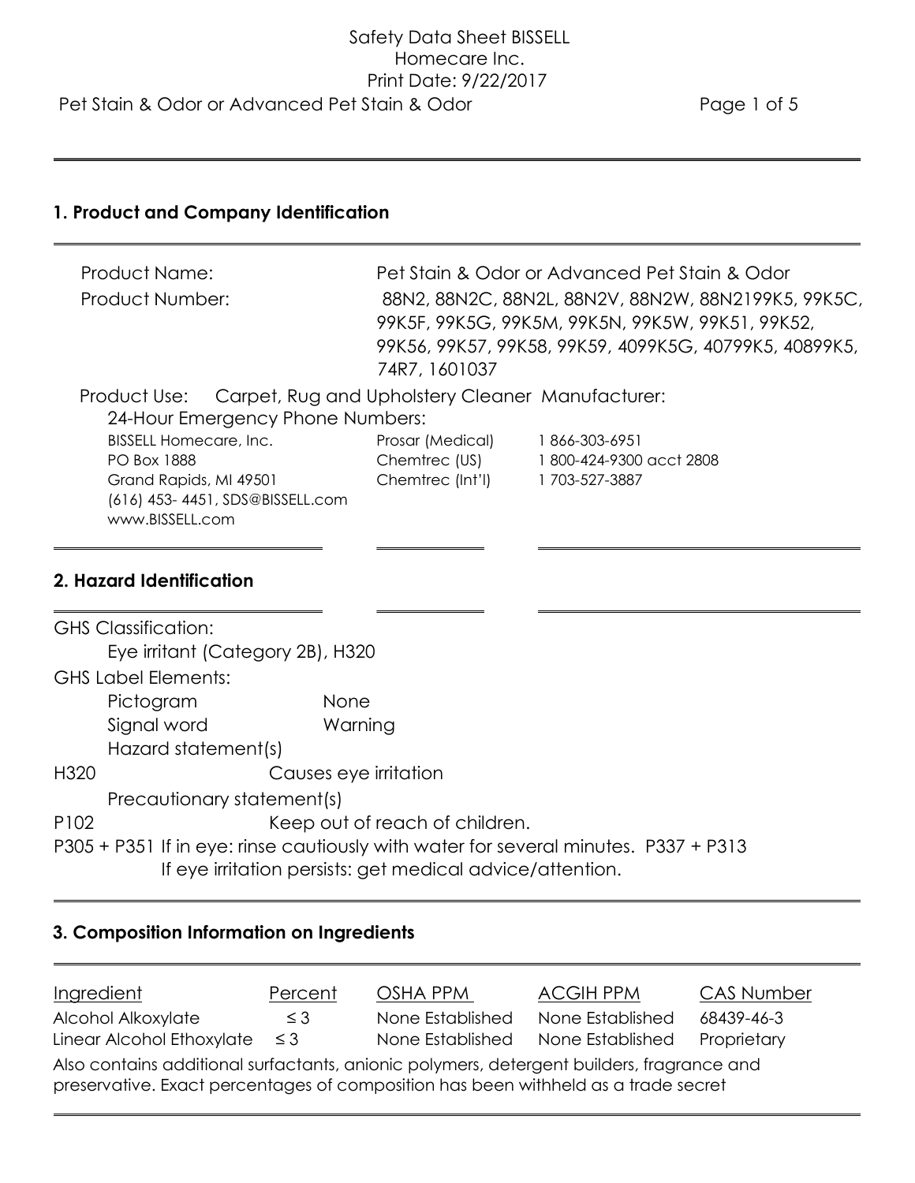## 1. Product and Company Identification

| | |
|---|---|
| Product Name: | Pet Stain & Odor or Advanced Pet Stain & Odor |
| Product Number: | 88N2, 88N2C, 88N2L, 88N2V, 88N2W, 88N2199K5, 99K5C, 99K5F, 99K5G, 99K5M, 99K5N, 99K5W, 99K51, 99K52, 99K56, 99K57, 99K58, 99K59, 4099K5G, 40799K5, 40899K5, 74R7, 1601037 |

Product Use: Carpet, Rug and Upholstery Cleaner Manufacturer:

24-Hour Emergency Phone Numbers:

| | | |
|---|---|---|
| BISSELL Homecare, Inc. | Prosar (Medical) | 1 866-303-6951 |
| PO Box 1888 | Chemtrec (US) | 1 800-424-9300 acct 2808 |
| Grand Rapids, MI 49501 | Chemtrec (Int'l) | 1 703-527-3887 |
| (616) 453- 4451, SDS@BISSELL.com | | |
| www.BISSELL.com | | |

## 2. Hazard Identification

GHS Classification:

Eye irritant (Category 2B), H320

GHS Label Elements:

Pictogram None

Signal word Warning

Hazard statement(s)

H320 Causes eye irritation

Precautionary statement(s)

P102 Keep out of reach of children.

P305 + P351 If in eye: rinse cautiously with water for several minutes. P337 + P313 If eye irritation persists: get medical advice/attention.

## 3. Composition Information on Ingredients

| Ingredient | Percent | OSHA PPM | ACGIH PPM | CAS Number |
|---|---|---|---|---|
| Alcohol Alkoxylate | ≤ 3 | None Established | None Established | 68439-46-3 |
| Linear Alcohol Ethoxylate | ≤ 3 | None Established | None Established | Proprietary |

Also contains additional surfactants, anionic polymers, detergent builders, fragrance and preservative. Exact percentages of composition has been withheld as a trade secret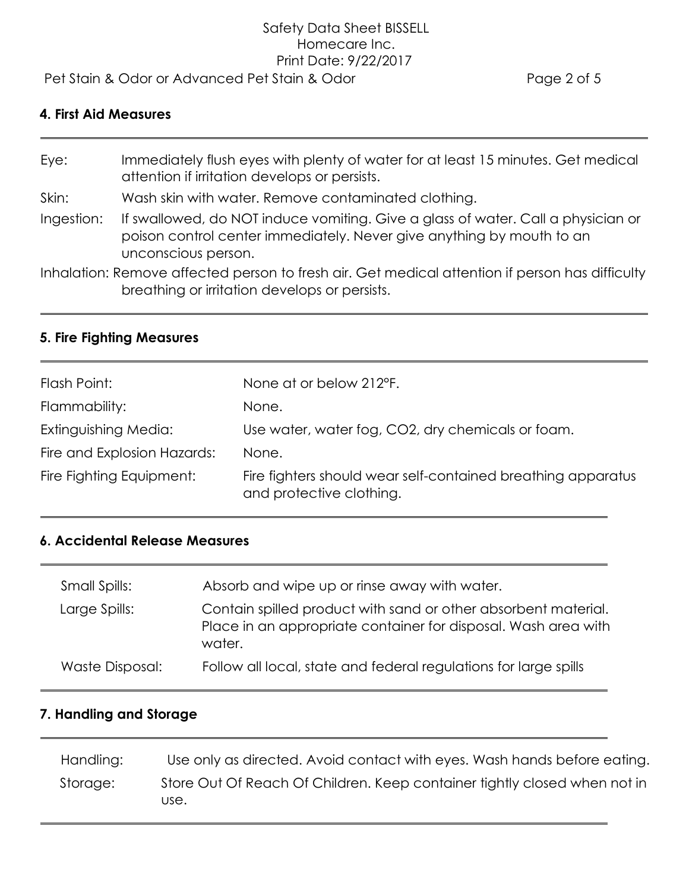## 4. First Aid Measures

| | |
|---|---|
| Eye: | Immediately flush eyes with plenty of water for at least 15 minutes. Get medical attention if irritation develops or persists. |
| Skin: | Wash skin with water. Remove contaminated clothing. |
| Ingestion: | If swallowed, do NOT induce vomiting. Give a glass of water. Call a physician or poison control center immediately. Never give anything by mouth to an unconscious person. |
| Inhalation: | Remove affected person to fresh air. Get medical attention if person has difficulty breathing or irritation develops or persists. |

## 5. Fire Fighting Measures

| | |
|---|---|
| Flash Point: | None at or below 212°F. |
| Flammability: | None. |
| Extinguishing Media: | Use water, water fog, $CO_2$, dry chemicals or foam. |
| Fire and Explosion Hazards: | None. |
| Fire Fighting Equipment: | Fire fighters should wear self-contained breathing apparatus and protective clothing. |

## 6. Accidental Release Measures

| | |
|---|---|
| Small Spills: | Absorb and wipe up or rinse away with water. |
| Large Spills: | Contain spilled product with sand or other absorbent material. Place in an appropriate container for disposal. Wash area with water. |
| Waste Disposal: | Follow all local, state and federal regulations for large spills |

## 7. Handling and Storage

| | |
|---|---|
| Handling: | Use only as directed. Avoid contact with eyes. Wash hands before eating. |
| Storage: | Store Out Of Reach Of Children. Keep container tightly closed when not in use. |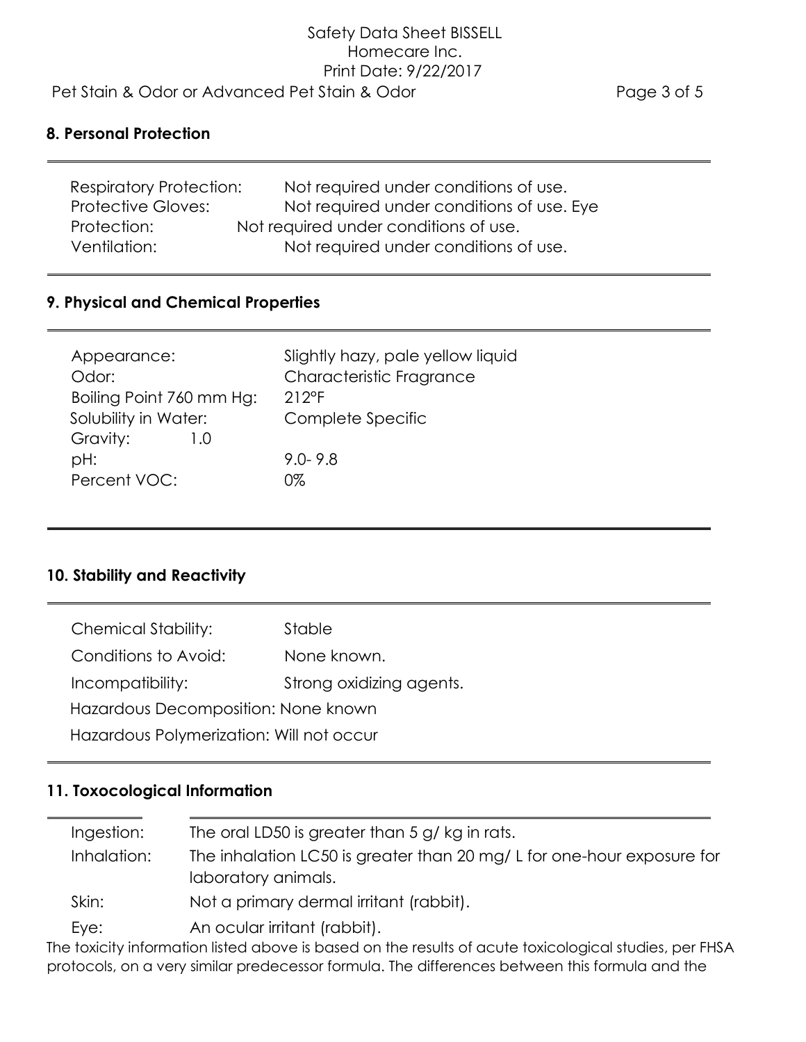## 8. Personal Protection

| | |
|---|---|
| Respiratory Protection: | Not required under conditions of use. |
| Protective Gloves: | Not required under conditions of use. |
| Eye Protection: | Not required under conditions of use. |
| Ventilation: | Not required under conditions of use. |

## 9. Physical and Chemical Properties

| | |
|---|---|
| Appearance: | Slightly hazy, pale yellow liquid |
| Odor: | Characteristic Fragrance |
| Boiling Point 760 mm Hg: | 212°F |
| Solubility in Water: | Complete |
| Specific Gravity: | 1.0 |
| pH: | 9.0- 9.8 |
| Percent VOC: | 0% |

## 10. Stability and Reactivity

| | |
|---|---|
| Chemical Stability: | Stable |
| Conditions to Avoid: | None known. |
| Incompatibility: | Strong oxidizing agents. |

Hazardous Decomposition: None known

Hazardous Polymerization: Will not occur

## 11. Toxocological Information

| | |
|---|---|
| Ingestion: | The oral LD50 is greater than 5 g/ kg in rats. |
| Inhalation: | The inhalation LC50 is greater than 20 mg/ L for one-hour exposure for laboratory animals. |
| Skin: | Not a primary dermal irritant (rabbit). |
| Eye: | An ocular irritant (rabbit). |

The toxicity information listed above is based on the results of acute toxicological studies, per FHSA protocols, on a very similar predecessor formula. The differences between this formula and the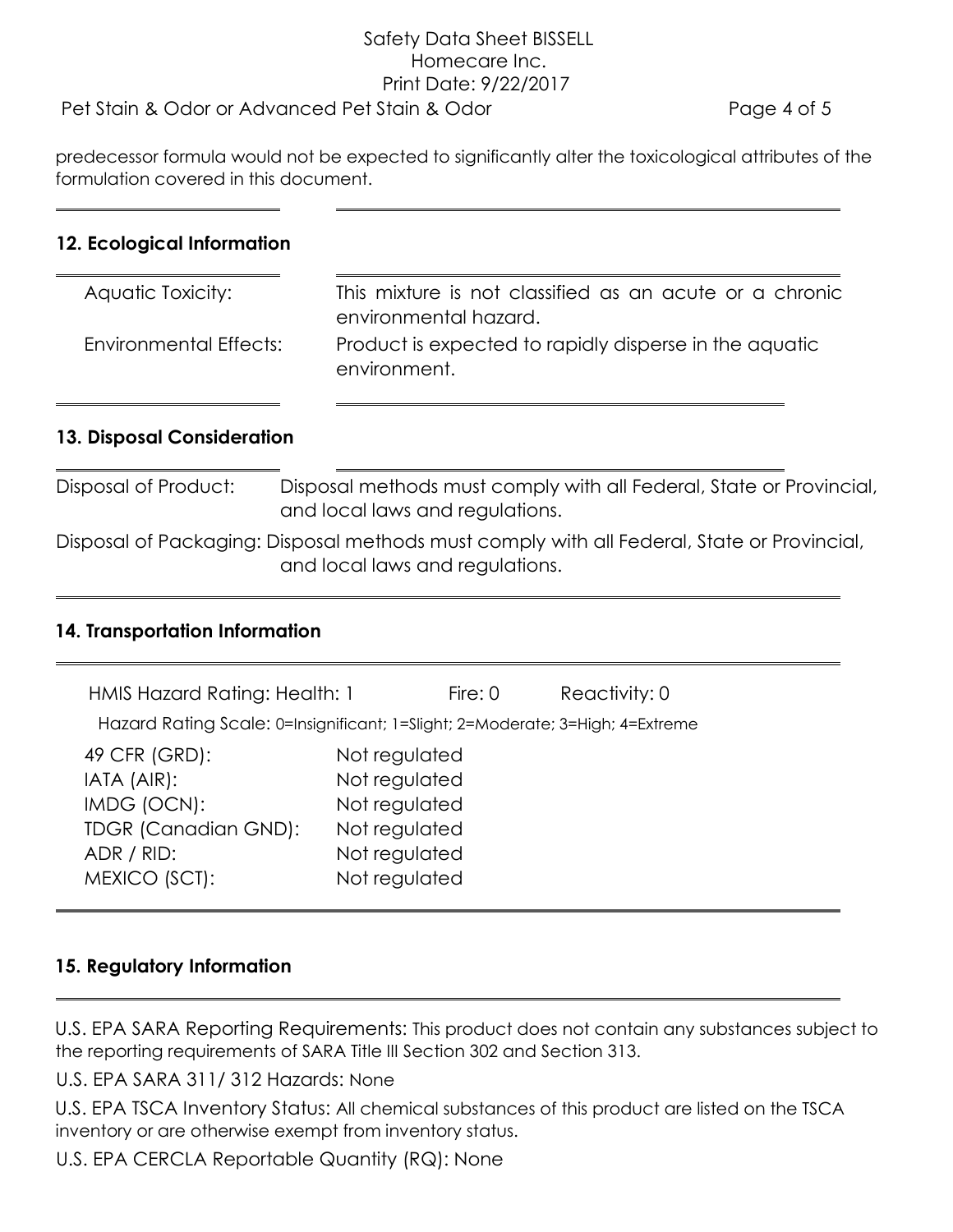predecessor formula would not be expected to significantly alter the toxicological attributes of the formulation covered in this document.

## 12. Ecological Information

| | |
|---|---|
| Aquatic Toxicity: | This mixture is not classified as an acute or a chronic environmental hazard. |
| Environmental Effects: | Product is expected to rapidly disperse in the aquatic environment. |

## 13. Disposal Consideration

Disposal of Product: Disposal methods must comply with all Federal, State or Provincial, and local laws and regulations.

Disposal of Packaging: Disposal methods must comply with all Federal, State or Provincial, and local laws and regulations.

## 14. Transportation Information

HMIS Hazard Rating: Health: 1 Fire: 0 Reactivity: 0

Hazard Rating Scale: 0=Insignificant; 1=Slight; 2=Moderate; 3=High; 4=Extreme

| | |
|---|---|
| 49 CFR (GRD): | Not regulated |
| IATA (AIR): | Not regulated |
| IMDG (OCN): | Not regulated |
| TDGR (Canadian GND): | Not regulated |
| ADR / RID: | Not regulated |
| MEXICO (SCT): | Not regulated |

## 15. Regulatory Information

U.S. EPA SARA Reporting Requirements: This product does not contain any substances subject to the reporting requirements of SARA Title III Section 302 and Section 313.

U.S. EPA SARA 311/ 312 Hazards: None

U.S. EPA TSCA Inventory Status: All chemical substances of this product are listed on the TSCA inventory or are otherwise exempt from inventory status.

U.S. EPA CERCLA Reportable Quantity (RQ): None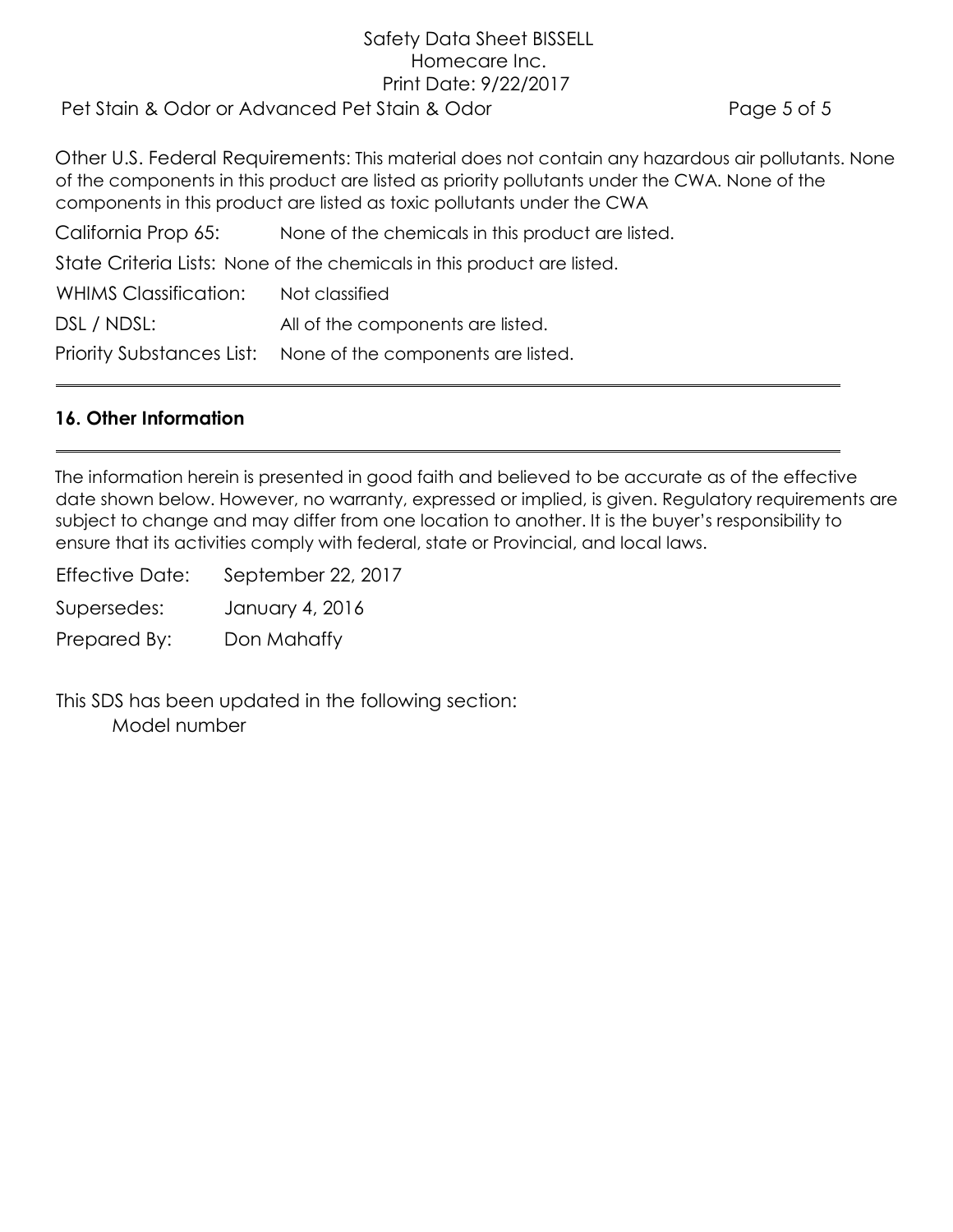Other U.S. Federal Requirements: This material does not contain any hazardous air pollutants. None of the components in this product are listed as priority pollutants under the CWA. None of the components in this product are listed as toxic pollutants under the CWA

California Prop 65: None of the chemicals in this product are listed.

State Criteria Lists: None of the chemicals in this product are listed.

WHIMS Classification: Not classified

DSL / NDSL: All of the components are listed.

Priority Substances List: None of the components are listed.

## 16. Other Information

The information herein is presented in good faith and believed to be accurate as of the effective date shown below. However, no warranty, expressed or implied, is given. Regulatory requirements are subject to change and may differ from one location to another. It is the buyer's responsibility to ensure that its activities comply with federal, state or Provincial, and local laws.

Effective Date: September 22, 2017

Supersedes: January 4, 2016

Prepared By: Don Mahaffy

This SDS has been updated in the following section:

Model number